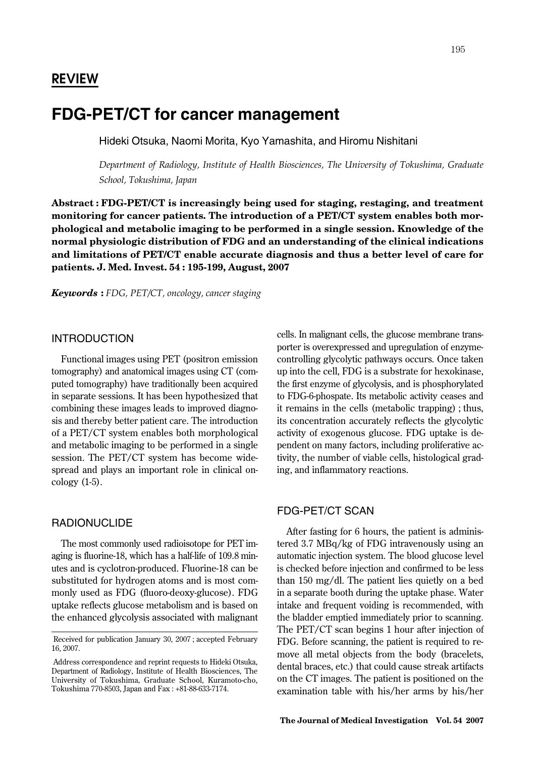**REVIEW**

# FDG-PET/CT for cancer management

Hideki Otsuka, Naomi Morita, Kyo Yamashita, and Hiromu Nishitani

*Department of Radiology, Institute of Health Biosciences, The University of Tokushima, Graduate School, Tokushima, Japan*

**Abstract : FDG-PET/CT is increasingly being used for staging, restaging, and treatment monitoring for cancer patients. The introduction of a PET/CT system enables both morphological and metabolic imaging to be performed in a single session. Knowledge of the normal physiologic distribution of FDG and an understanding of the clinical indications and limitations of PET/CT enable accurate diagnosis and thus a better level of care for patients. J. Med. Invest. 54 : 195-199, August, 2007**

***Keywords*** **:** *FDG, PET/CT, oncology, cancer staging*

## INTRODUCTION

Functional images using PET (positron emission tomography) and anatomical images using CT (computed tomography) have traditionally been acquired in separate sessions. It has been hypothesized that combining these images leads to improved diagnosis and thereby better patient care. The introduction of a PET/CT system enables both morphological and metabolic imaging to be performed in a single session. The PET/CT system has become widespread and plays an important role in clinical oncology (1-5).

## RADIONUCLIDE

The most commonly used radioisotope for PET imaging is fluorine-18, which has a half-life of 109.8 minutes and is cyclotron-produced. Fluorine-18 can be substituted for hydrogen atoms and is most commonly used as FDG (fluoro-deoxy-glucose). FDG uptake reflects glucose metabolism and is based on the enhanced glycolysis associated with malignant cells. In malignant cells, the glucose membrane transporter is overexpressed and upregulation of enzyme-controlling glycolytic pathways occurs. Once taken up into the cell, FDG is a substrate for hexokinase, the first enzyme of glycolysis, and is phosphorylated to FDG-6-phospate. Its metabolic activity ceases and it remains in the cells (metabolic trapping) ; thus, its concentration accurately reflects the glycolytic activity of exogenous glucose. FDG uptake is dependent on many factors, including proliferative activity, the number of viable cells, histological grading, and inflammatory reactions.

## FDG-PET/CT SCAN

After fasting for 6 hours, the patient is administered 3.7 MBq/kg of FDG intravenously using an automatic injection system. The blood glucose level is checked before injection and confirmed to be less than 150 mg/dl. The patient lies quietly on a bed in a separate booth during the uptake phase. Water intake and frequent voiding is recommended, with the bladder emptied immediately prior to scanning. The PET/CT scan begins 1 hour after injection of FDG. Before scanning, the patient is required to remove all metal objects from the body (bracelets, dental braces, etc.) that could cause streak artifacts on the CT images. The patient is positioned on the examination table with his/her arms by his/her

Received for publication January 30, 2007 ; accepted February 16, 2007.

Address correspondence and reprint requests to Hideki Otsuka, Department of Radiology, Institute of Health Biosciences, The University of Tokushima, Graduate School, Kuramoto-cho, Tokushima 770-8503, Japan and Fax : +81-88-633-7174.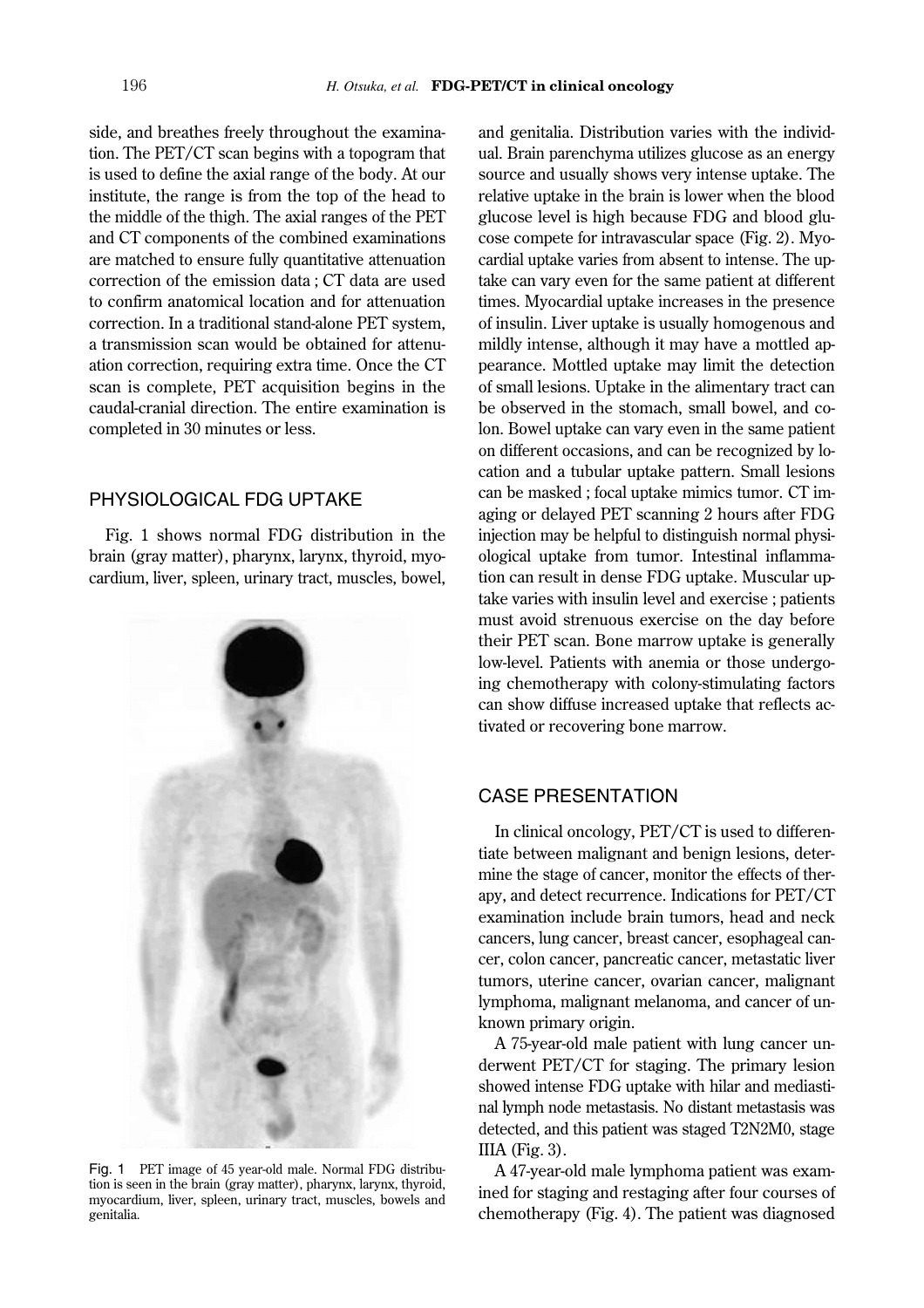side, and breathes freely throughout the examination. The PET/CT scan begins with a topogram that is used to define the axial range of the body. At our institute, the range is from the top of the head to the middle of the thigh. The axial ranges of the PET and CT components of the combined examinations are matched to ensure fully quantitative attenuation correction of the emission data ; CT data are used to confirm anatomical location and for attenuation correction. In a traditional stand-alone PET system, a transmission scan would be obtained for attenuation correction, requiring extra time. Once the CT scan is complete, PET acquisition begins in the caudal-cranial direction. The entire examination is completed in 30 minutes or less.

## PHYSIOLOGICAL FDG UPTAKE

Fig. 1 shows normal FDG distribution in the brain (gray matter), pharynx, larynx, thyroid, myocardium, liver, spleen, urinary tract, muscles, bowel, and genitalia. Distribution varies with the individual. Brain parenchyma utilizes glucose as an energy source and usually shows very intense uptake. The relative uptake in the brain is lower when the blood glucose level is high because FDG and blood glucose compete for intravascular space (Fig. 2). Myocardial uptake varies from absent to intense. The uptake can vary even for the same patient at different times. Myocardial uptake increases in the presence of insulin. Liver uptake is usually homogenous and mildly intense, although it may have a mottled appearance. Mottled uptake may limit the detection of small lesions. Uptake in the alimentary tract can be observed in the stomach, small bowel, and colon. Bowel uptake can vary even in the same patient on different occasions, and can be recognized by location and a tubular uptake pattern. Small lesions can be masked ; focal uptake mimics tumor. CT imaging or delayed PET scanning 2 hours after FDG injection may be helpful to distinguish normal physiological uptake from tumor. Intestinal inflammation can result in dense FDG uptake. Muscular uptake varies with insulin level and exercise ; patients must avoid strenuous exercise on the day before their PET scan. Bone marrow uptake is generally low-level. Patients with anemia or those undergoing chemotherapy with colony-stimulating factors can show diffuse increased uptake that reflects activated or recovering bone marrow.

Fig. 1 PET image of 45 year-old male. Normal FDG distribution is seen in the brain (gray matter), pharynx, larynx, thyroid, myocardium, liver, spleen, urinary tract, muscles, bowels and genitalia.

## CASE PRESENTATION

In clinical oncology, PET/CT is used to differentiate between malignant and benign lesions, determine the stage of cancer, monitor the effects of therapy, and detect recurrence. Indications for PET/CT examination include brain tumors, head and neck cancers, lung cancer, breast cancer, esophageal cancer, colon cancer, pancreatic cancer, metastatic liver tumors, uterine cancer, ovarian cancer, malignant lymphoma, malignant melanoma, and cancer of unknown primary origin.

A 75-year-old male patient with lung cancer underwent PET/CT for staging. The primary lesion showed intense FDG uptake with hilar and mediastinal lymph node metastasis. No distant metastasis was detected, and this patient was staged T2N2M0, stage IIIA (Fig. 3).

A 47-year-old male lymphoma patient was examined for staging and restaging after four courses of chemotherapy (Fig. 4). The patient was diagnosed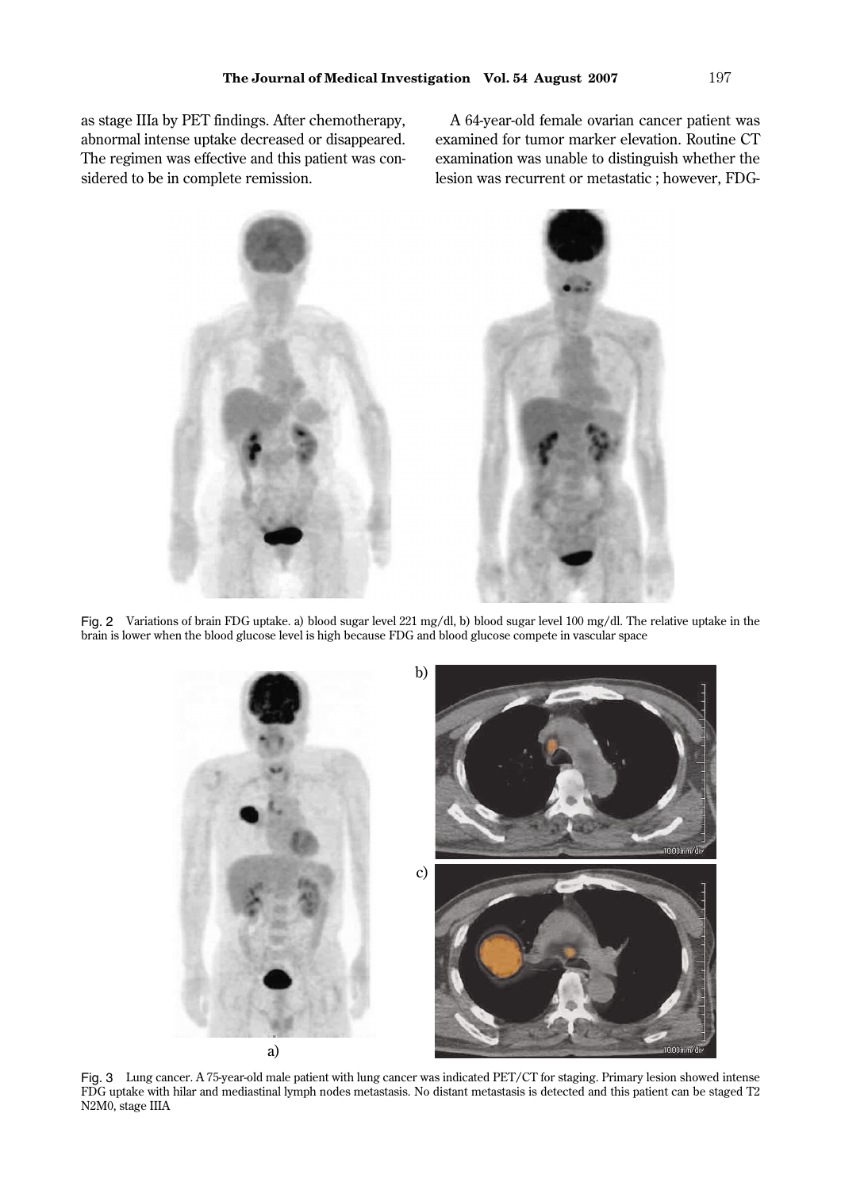as stage IIIa by PET findings. After chemotherapy, abnormal intense uptake decreased or disappeared. The regimen was effective and this patient was considered to be in complete remission.

A 64-year-old female ovarian cancer patient was examined for tumor marker elevation. Routine CT examination was unable to distinguish whether the lesion was recurrent or metastatic ; however, FDG-

Fig. 2 Variations of brain FDG uptake. a) blood sugar level 221 mg/dl, b) blood sugar level 100 mg/dl. The relative uptake in the brain is lower when the blood glucose level is high because FDG and blood glucose compete in vascular space

Fig. 3 Lung cancer. A 75-year-old male patient with lung cancer was indicated PET/CT for staging. Primary lesion showed intense FDG uptake with hilar and mediastinal lymph nodes metastasis. No distant metastasis is detected and this patient can be staged T2 N2M0, stage IIIA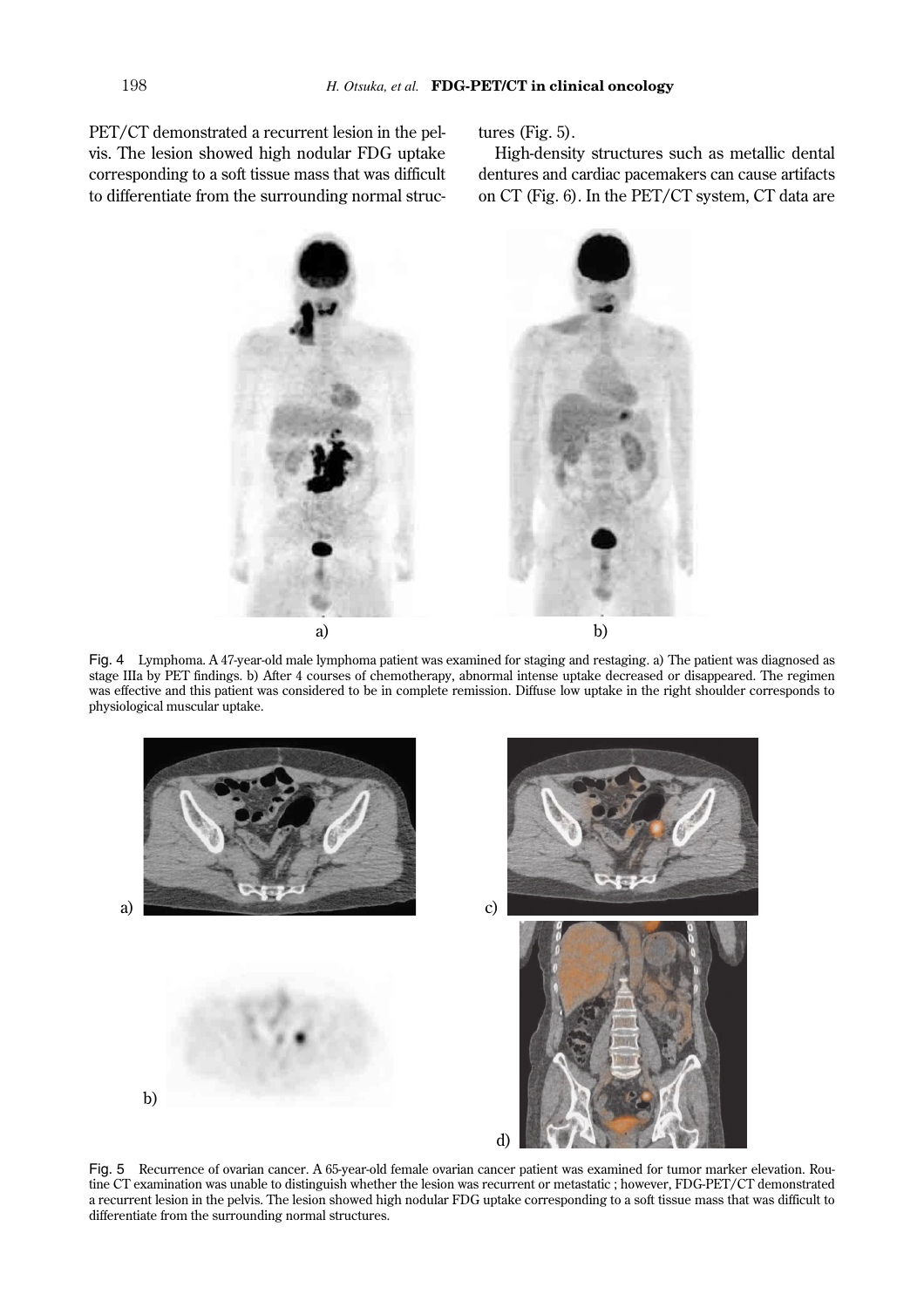PET/CT demonstrated a recurrent lesion in the pelvis. The lesion showed high nodular FDG uptake corresponding to a soft tissue mass that was difficult to differentiate from the surrounding normal structures (Fig. 5).

High-density structures such as metallic dental dentures and cardiac pacemakers can cause artifacts on CT (Fig. 6). In the PET/CT system, CT data are

Fig. 4 Lymphoma. A 47-year-old male lymphoma patient was examined for staging and restaging. a) The patient was diagnosed as stage IIIa by PET findings. b) After 4 courses of chemotherapy, abnormal intense uptake decreased or disappeared. The regimen was effective and this patient was considered to be in complete remission. Diffuse low uptake in the right shoulder corresponds to physiological muscular uptake.

Fig. 5 Recurrence of ovarian cancer. A 65-year-old female ovarian cancer patient was examined for tumor marker elevation. Routine CT examination was unable to distinguish whether the lesion was recurrent or metastatic ; however, FDG-PET/CT demonstrated a recurrent lesion in the pelvis. The lesion showed high nodular FDG uptake corresponding to a soft tissue mass that was difficult to differentiate from the surrounding normal structures.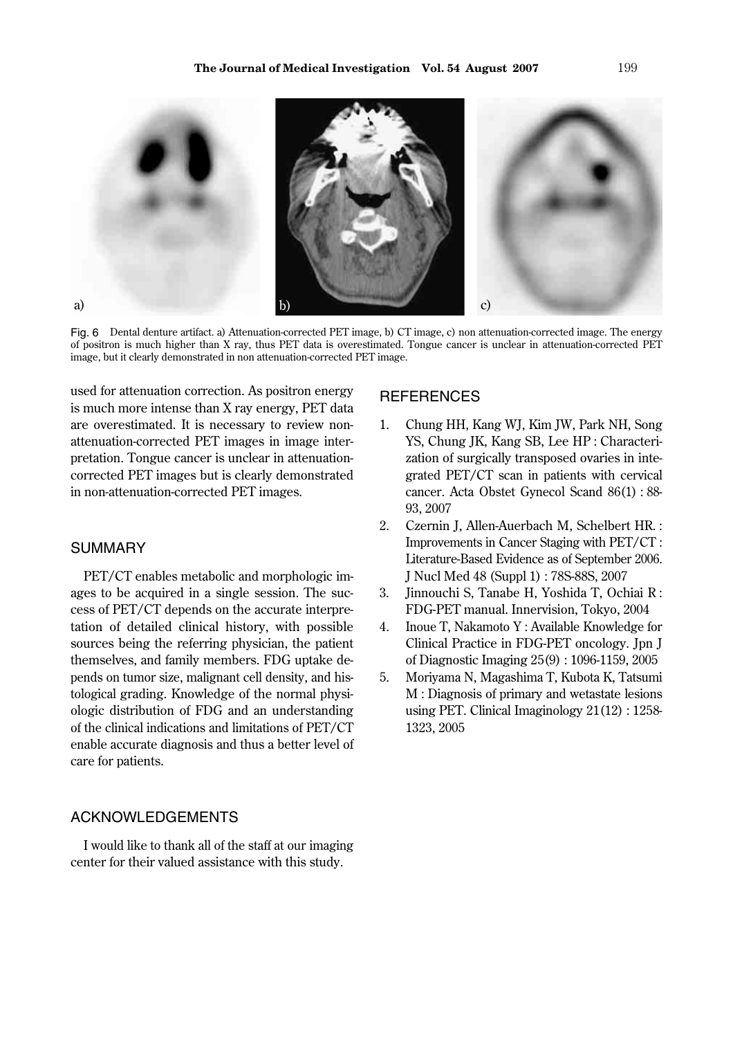a) b) c)

Fig. 6 Dental denture artifact. a) Attenuation-corrected PET image, b) CT image, c) non attenuation-corrected image. The energy of positron is much higher than X ray, thus PET data is overestimated. Tongue cancer is unclear in attenuation-corrected PET image, but it clearly demonstrated in non attenuation-corrected PET image.

used for attenuation correction. As positron energy is much more intense than X ray energy, PET data are overestimated. It is necessary to review non-attenuation-corrected PET images in image interpretation. Tongue cancer is unclear in attenuation-corrected PET images but is clearly demonstrated in non-attenuation-corrected PET images.

## SUMMARY

PET/CT enables metabolic and morphologic images to be acquired in a single session. The success of PET/CT depends on the accurate interpretation of detailed clinical history, with possible sources being the referring physician, the patient themselves, and family members. FDG uptake depends on tumor size, malignant cell density, and histological grading. Knowledge of the normal physiologic distribution of FDG and an understanding of the clinical indications and limitations of PET/CT enable accurate diagnosis and thus a better level of care for patients.

## ACKNOWLEDGEMENTS

I would like to thank all of the staff at our imaging center for their valued assistance with this study.

## REFERENCES

1. Chung HH, Kang WJ, Kim JW, Park NH, Song YS, Chung JK, Kang SB, Lee HP : Characterization of surgically transposed ovaries in integrated PET/CT scan in patients with cervical cancer. Acta Obstet Gynecol Scand 86(1) : 88-93, 2007
2. Czernin J, Allen-Auerbach M, Schelbert HR. : Improvements in Cancer Staging with PET/CT : Literature-Based Evidence as of September 2006. J Nucl Med 48 (Suppl 1) : 78S-88S, 2007
3. Jinnouchi S, Tanabe H, Yoshida T, Ochiai R : FDG-PET manual. Innervision, Tokyo, 2004
4. Inoue T, Nakamoto Y : Available Knowledge for Clinical Practice in FDG-PET oncology. Jpn J of Diagnostic Imaging 25(9) : 1096-1159, 2005
5. Moriyama N, Magashima T, Kubota K, Tatsumi M : Diagnosis of primary and wetastate lesions using PET. Clinical Imaginology 21(12) : 1258-1323, 2005